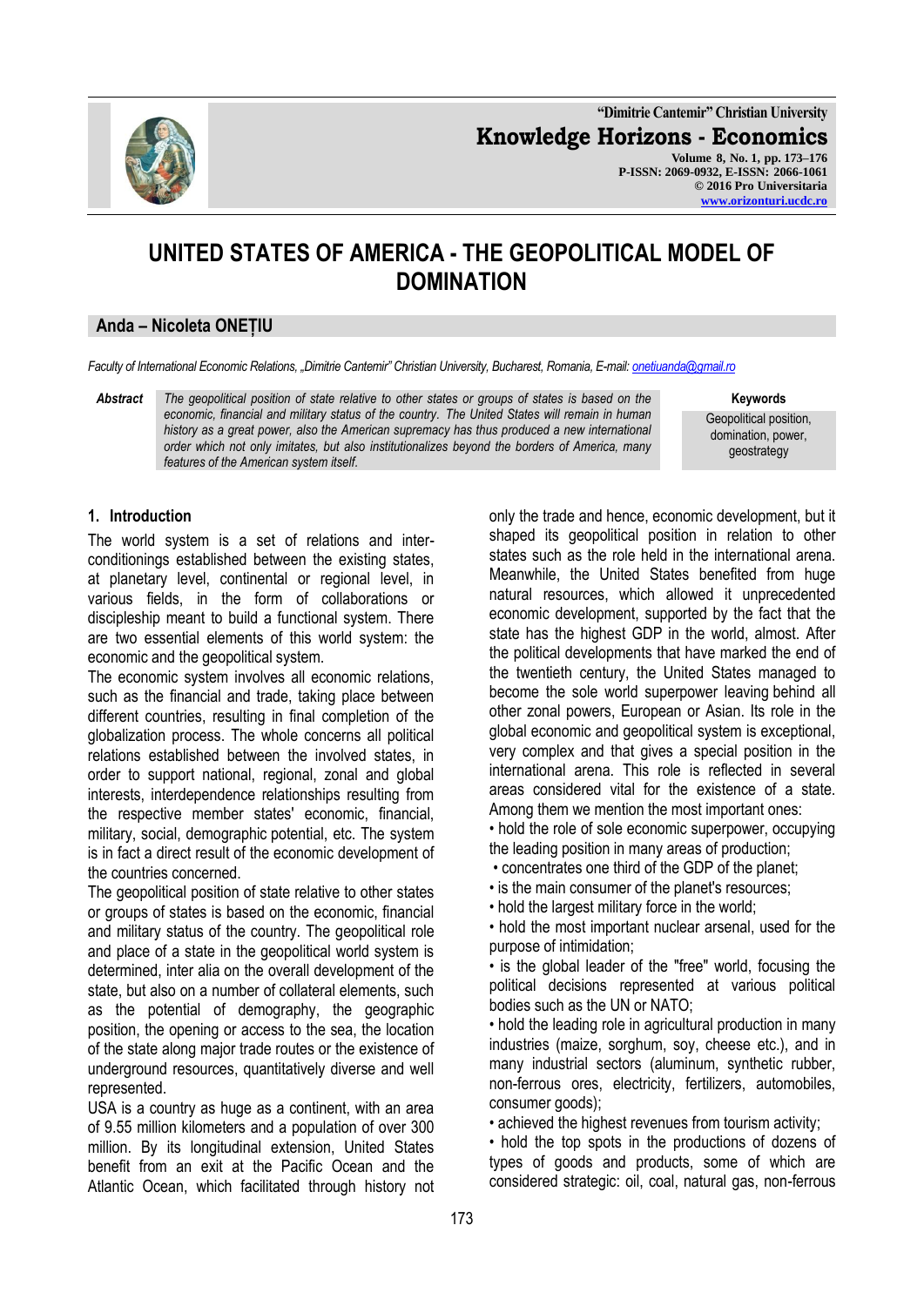# UNITED STATES OF AMERICA - THE GEOPOLITICAL MODEL OF DOMINATION

**Anda – Nicoleta ONEȚIU**

*Faculty of International Economic Relations, „Dimitrie Cantemir" Christian University, Bucharest, Romania, E-mail: onetiuanda@gmail.ro*

**Abstract** *The geopolitical position of state relative to other states or groups of states is based on the economic, financial and military status of the country. The United States will remain in human history as a great power, also the American supremacy has thus produced a new international order which not only imitates, but also institutionalizes beyond the borders of America, many features of the American system itself.*

**Keywords** Geopolitical position, domination, power, geostrategy

## 1. Introduction

The world system is a set of relations and inter-conditionings established between the existing states, at planetary level, continental or regional level, in various fields, in the form of collaborations or discipleship meant to build a functional system. There are two essential elements of this world system: the economic and the geopolitical system.

The economic system involves all economic relations, such as the financial and trade, taking place between different countries, resulting in final completion of the globalization process. The whole concerns all political relations established between the involved states, in order to support national, regional, zonal and global interests, interdependence relationships resulting from the respective member states' economic, financial, military, social, demographic potential, etc. The system is in fact a direct result of the economic development of the countries concerned.

The geopolitical position of state relative to other states or groups of states is based on the economic, financial and military status of the country. The geopolitical role and place of a state in the geopolitical world system is determined, inter alia on the overall development of the state, but also on a number of collateral elements, such as the potential of demography, the geographic position, the opening or access to the sea, the location of the state along major trade routes or the existence of underground resources, quantitatively diverse and well represented.

USA is a country as huge as a continent, with an area of 9.55 million kilometers and a population of over 300 million. By its longitudinal extension, United States benefit from an exit at the Pacific Ocean and the Atlantic Ocean, which facilitated through history not only the trade and hence, economic development, but it shaped its geopolitical position in relation to other states such as the role held in the international arena. Meanwhile, the United States benefited from huge natural resources, which allowed it unprecedented economic development, supported by the fact that the state has the highest GDP in the world, almost. After the political developments that have marked the end of the twentieth century, the United States managed to become the sole world superpower leaving behind all other zonal powers, European or Asian. Its role in the global economic and geopolitical system is exceptional, very complex and that gives a special position in the international arena. This role is reflected in several areas considered vital for the existence of a state. Among them we mention the most important ones:

- hold the role of sole economic superpower, occupying the leading position in many areas of production;
- concentrates one third of the GDP of the planet;
- is the main consumer of the planet's resources;
- hold the largest military force in the world;
- hold the most important nuclear arsenal, used for the purpose of intimidation;
- is the global leader of the "free" world, focusing the political decisions represented at various political bodies such as the UN or NATO;
- hold the leading role in agricultural production in many industries (maize, sorghum, soy, cheese etc.), and in many industrial sectors (aluminum, synthetic rubber, non-ferrous ores, electricity, fertilizers, automobiles, consumer goods);
- achieved the highest revenues from tourism activity;
- hold the top spots in the productions of dozens of types of goods and products, some of which are considered strategic: oil, coal, natural gas, non-ferrous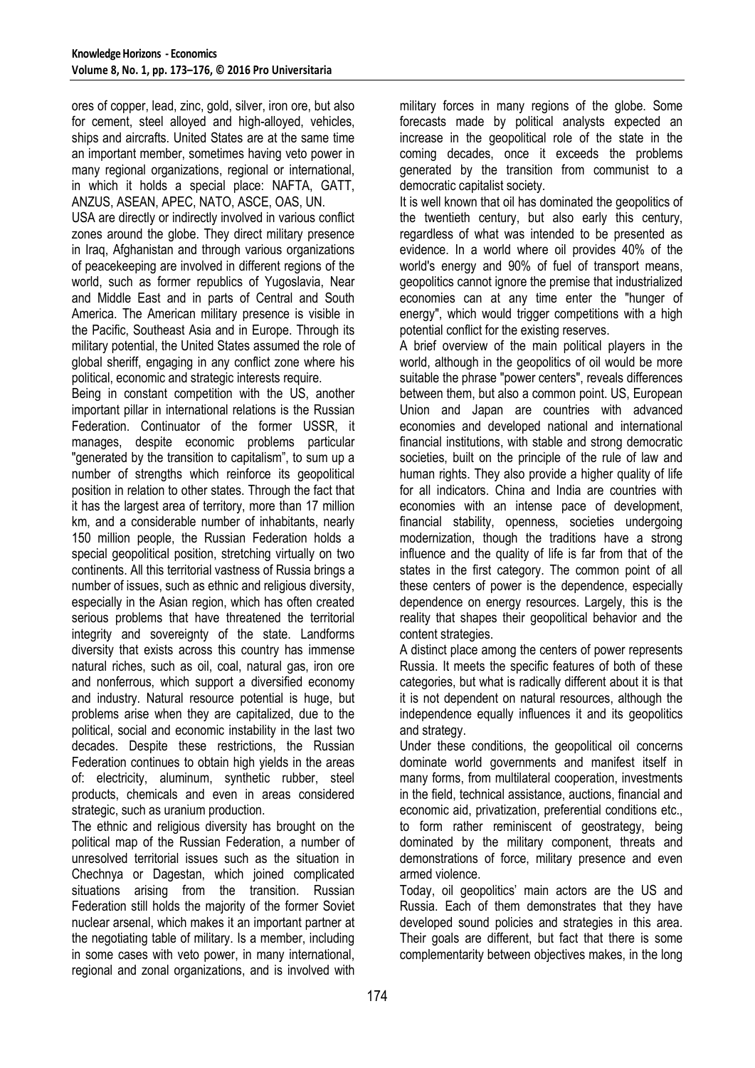ores of copper, lead, zinc, gold, silver, iron ore, but also for cement, steel alloyed and high-alloyed, vehicles, ships and aircrafts. United States are at the same time an important member, sometimes having veto power in many regional organizations, regional or international, in which it holds a special place: NAFTA, GATT, ANZUS, ASEAN, APEC, NATO, ASCE, OAS, UN.

USA are directly or indirectly involved in various conflict zones around the globe. They direct military presence in Iraq, Afghanistan and through various organizations of peacekeeping are involved in different regions of the world, such as former republics of Yugoslavia, Near and Middle East and in parts of Central and South America. The American military presence is visible in the Pacific, Southeast Asia and in Europe. Through its military potential, the United States assumed the role of global sheriff, engaging in any conflict zone where his political, economic and strategic interests require.

Being in constant competition with the US, another important pillar in international relations is the Russian Federation. Continuator of the former USSR, it manages, despite economic problems particular "generated by the transition to capitalism", to sum up a number of strengths which reinforce its geopolitical position in relation to other states. Through the fact that it has the largest area of territory, more than 17 million km, and a considerable number of inhabitants, nearly 150 million people, the Russian Federation holds a special geopolitical position, stretching virtually on two continents. All this territorial vastness of Russia brings a number of issues, such as ethnic and religious diversity, especially in the Asian region, which has often created serious problems that have threatened the territorial integrity and sovereignty of the state. Landforms diversity that exists across this country has immense natural riches, such as oil, coal, natural gas, iron ore and nonferrous, which support a diversified economy and industry. Natural resource potential is huge, but problems arise when they are capitalized, due to the political, social and economic instability in the last two decades. Despite these restrictions, the Russian Federation continues to obtain high yields in the areas of: electricity, aluminum, synthetic rubber, steel products, chemicals and even in areas considered strategic, such as uranium production.

The ethnic and religious diversity has brought on the political map of the Russian Federation, a number of unresolved territorial issues such as the situation in Chechnya or Dagestan, which joined complicated situations arising from the transition. Russian Federation still holds the majority of the former Soviet nuclear arsenal, which makes it an important partner at the negotiating table of military. Is a member, including in some cases with veto power, in many international, regional and zonal organizations, and is involved with military forces in many regions of the globe. Some forecasts made by political analysts expected an increase in the geopolitical role of the state in the coming decades, once it exceeds the problems generated by the transition from communist to a democratic capitalist society.

It is well known that oil has dominated the geopolitics of the twentieth century, but also early this century, regardless of what was intended to be presented as evidence. In a world where oil provides 40% of the world's energy and 90% of fuel of transport means, geopolitics cannot ignore the premise that industrialized economies can at any time enter the "hunger of energy", which would trigger competitions with a high potential conflict for the existing reserves.

A brief overview of the main political players in the world, although in the geopolitics of oil would be more suitable the phrase "power centers", reveals differences between them, but also a common point. US, European Union and Japan are countries with advanced economies and developed national and international financial institutions, with stable and strong democratic societies, built on the principle of the rule of law and human rights. They also provide a higher quality of life for all indicators. China and India are countries with economies with an intense pace of development, financial stability, openness, societies undergoing modernization, though the traditions have a strong influence and the quality of life is far from that of the states in the first category. The common point of all these centers of power is the dependence, especially dependence on energy resources. Largely, this is the reality that shapes their geopolitical behavior and the content strategies.

A distinct place among the centers of power represents Russia. It meets the specific features of both of these categories, but what is radically different about it is that it is not dependent on natural resources, although the independence equally influences it and its geopolitics and strategy.

Under these conditions, the geopolitical oil concerns dominate world governments and manifest itself in many forms, from multilateral cooperation, investments in the field, technical assistance, auctions, financial and economic aid, privatization, preferential conditions etc., to form rather reminiscent of geostrategy, being dominated by the military component, threats and demonstrations of force, military presence and even armed violence.

Today, oil geopolitics' main actors are the US and Russia. Each of them demonstrates that they have developed sound policies and strategies in this area. Their goals are different, but fact that there is some complementarity between objectives makes, in the long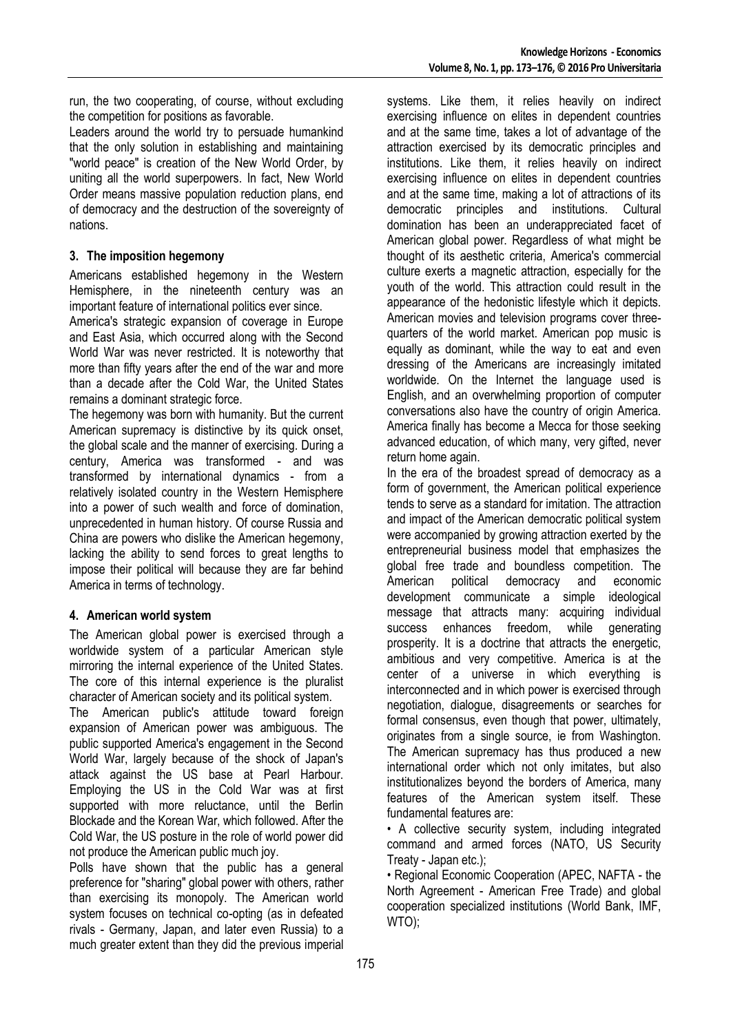run, the two cooperating, of course, without excluding the competition for positions as favorable.

Leaders around the world try to persuade humankind that the only solution in establishing and maintaining "world peace" is creation of the New World Order, by uniting all the world superpowers. In fact, New World Order means massive population reduction plans, end of democracy and the destruction of the sovereignty of nations.

## 3. The imposition hegemony

Americans established hegemony in the Western Hemisphere, in the nineteenth century was an important feature of international politics ever since.

America's strategic expansion of coverage in Europe and East Asia, which occurred along with the Second World War was never restricted. It is noteworthy that more than fifty years after the end of the war and more than a decade after the Cold War, the United States remains a dominant strategic force.

The hegemony was born with humanity. But the current American supremacy is distinctive by its quick onset, the global scale and the manner of exercising. During a century, America was transformed - and was transformed by international dynamics - from a relatively isolated country in the Western Hemisphere into a power of such wealth and force of domination, unprecedented in human history. Of course Russia and China are powers who dislike the American hegemony, lacking the ability to send forces to great lengths to impose their political will because they are far behind America in terms of technology.

## 4. American world system

The American global power is exercised through a worldwide system of a particular American style mirroring the internal experience of the United States. The core of this internal experience is the pluralist character of American society and its political system.

The American public's attitude toward foreign expansion of American power was ambiguous. The public supported America's engagement in the Second World War, largely because of the shock of Japan's attack against the US base at Pearl Harbour. Employing the US in the Cold War was at first supported with more reluctance, until the Berlin Blockade and the Korean War, which followed. After the Cold War, the US posture in the role of world power did not produce the American public much joy.

Polls have shown that the public has a general preference for "sharing" global power with others, rather than exercising its monopoly. The American world system focuses on technical co-opting (as in defeated rivals - Germany, Japan, and later even Russia) to a much greater extent than they did the previous imperial systems. Like them, it relies heavily on indirect exercising influence on elites in dependent countries and at the same time, takes a lot of advantage of the attraction exercised by its democratic principles and institutions. Like them, it relies heavily on indirect exercising influence on elites in dependent countries and at the same time, making a lot of attractions of its democratic principles and institutions. Cultural domination has been an underappreciated facet of American global power. Regardless of what might be thought of its aesthetic criteria, America's commercial culture exerts a magnetic attraction, especially for the youth of the world. This attraction could result in the appearance of the hedonistic lifestyle which it depicts. American movies and television programs cover three-quarters of the world market. American pop music is equally as dominant, while the way to eat and even dressing of the Americans are increasingly imitated worldwide. On the Internet the language used is English, and an overwhelming proportion of computer conversations also have the country of origin America. America finally has become a Mecca for those seeking advanced education, of which many, very gifted, never return home again.

In the era of the broadest spread of democracy as a form of government, the American political experience tends to serve as a standard for imitation. The attraction and impact of the American democratic political system were accompanied by growing attraction exerted by the entrepreneurial business model that emphasizes the global free trade and boundless competition. The American political democracy and economic development communicate a simple ideological message that attracts many: acquiring individual success enhances freedom, while generating prosperity. It is a doctrine that attracts the energetic, ambitious and very competitive. America is at the center of a universe in which everything is interconnected and in which power is exercised through negotiation, dialogue, disagreements or searches for formal consensus, even though that power, ultimately, originates from a single source, ie from Washington. The American supremacy has thus produced a new international order which not only imitates, but also institutionalizes beyond the borders of America, many features of the American system itself. These fundamental features are:

- A collective security system, including integrated command and armed forces (NATO, US Security Treaty - Japan etc.);
- Regional Economic Cooperation (APEC, NAFTA - the North Agreement - American Free Trade) and global cooperation specialized institutions (World Bank, IMF, WTO);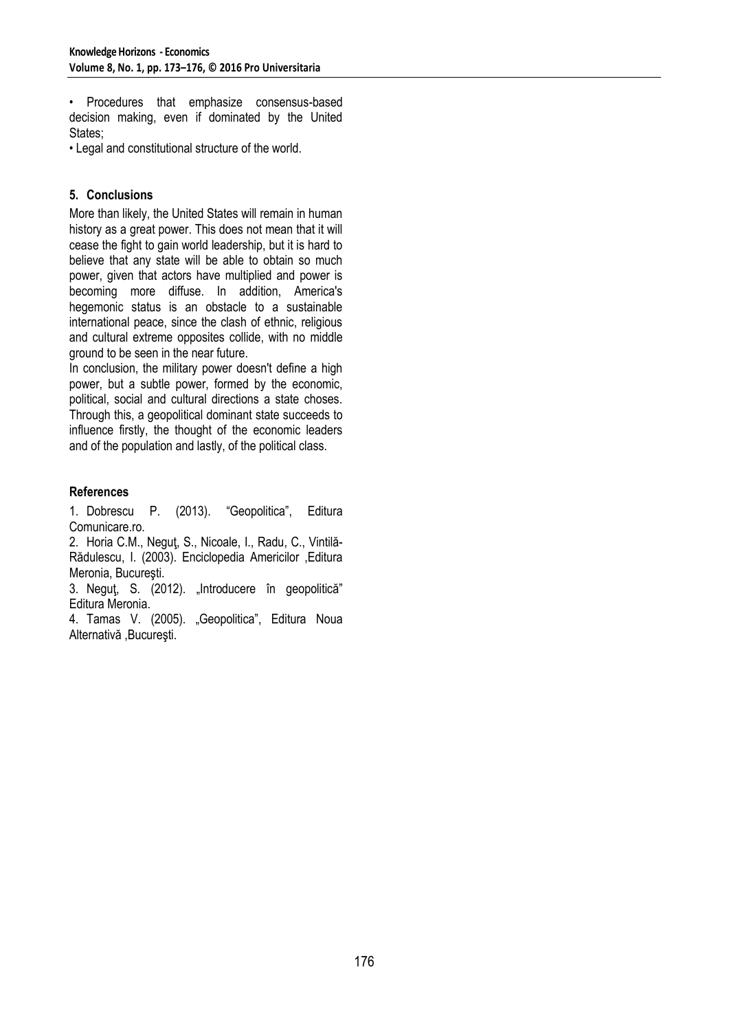- Procedures that emphasize consensus-based decision making, even if dominated by the United States;
- Legal and constitutional structure of the world.

## 5. Conclusions

More than likely, the United States will remain in human history as a great power. This does not mean that it will cease the fight to gain world leadership, but it is hard to believe that any state will be able to obtain so much power, given that actors have multiplied and power is becoming more diffuse. In addition, America's hegemonic status is an obstacle to a sustainable international peace, since the clash of ethnic, religious and cultural extreme opposites collide, with no middle ground to be seen in the near future.

In conclusion, the military power doesn't define a high power, but a subtle power, formed by the economic, political, social and cultural directions a state choses. Through this, a geopolitical dominant state succeeds to influence firstly, the thought of the economic leaders and of the population and lastly, of the political class.

## References

1. Dobrescu P. (2013). "Geopolitica", Editura Comunicare.ro.
2. Horia C.M., Neguţ, S., Nicoale, I., Radu, C., Vintilă-Rădulescu, I. (2003). Enciclopedia Americilor ,Editura Meronia, Bucureşti.
3. Neguţ, S. (2012). „Introducere în geopolitică" Editura Meronia.
4. Tamas V. (2005). „Geopolitica", Editura Noua Alternativă ,Bucureşti.